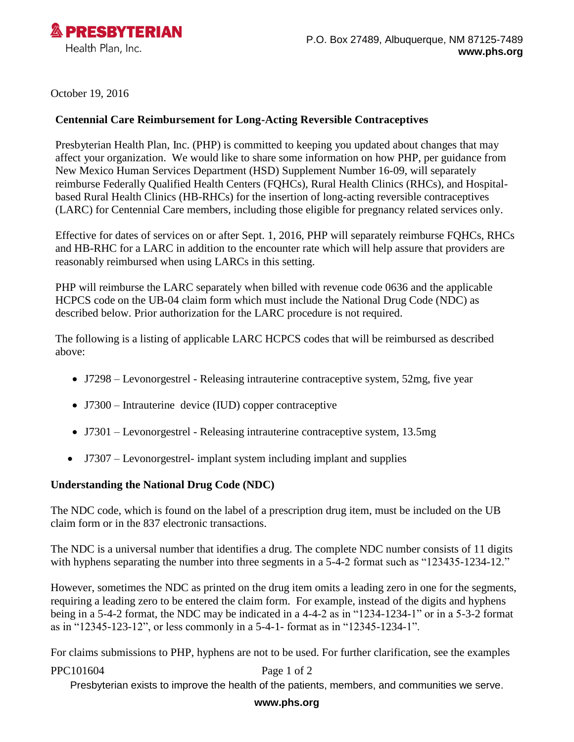**PRESBYTERIAN**
Health Plan, Inc.

P.O. Box 27489, Albuquerque, NM 87125-7489
**www.phs.org**

October 19, 2016

**Centennial Care Reimbursement for Long-Acting Reversible Contraceptives**

Presbyterian Health Plan, Inc. (PHP) is committed to keeping you updated about changes that may affect your organization. We would like to share some information on how PHP, per guidance from New Mexico Human Services Department (HSD) Supplement Number 16-09, will separately reimburse Federally Qualified Health Centers (FQHCs), Rural Health Clinics (RHCs), and Hospital-based Rural Health Clinics (HB-RHCs) for the insertion of long-acting reversible contraceptives (LARC) for Centennial Care members, including those eligible for pregnancy related services only.

Effective for dates of services on or after Sept. 1, 2016, PHP will separately reimburse FQHCs, RHCs and HB-RHC for a LARC in addition to the encounter rate which will help assure that providers are reasonably reimbursed when using LARCs in this setting.

PHP will reimburse the LARC separately when billed with revenue code 0636 and the applicable HCPCS code on the UB-04 claim form which must include the National Drug Code (NDC) as described below. Prior authorization for the LARC procedure is not required.

The following is a listing of applicable LARC HCPCS codes that will be reimbursed as described above:

- J7298 – Levonorgestrel - Releasing intrauterine contraceptive system, 52mg, five year
- J7300 – Intrauterine device (IUD) copper contraceptive
- J7301 – Levonorgestrel - Releasing intrauterine contraceptive system, 13.5mg
- J7307 – Levonorgestrel- implant system including implant and supplies

**Understanding the National Drug Code (NDC)**

The NDC code, which is found on the label of a prescription drug item, must be included on the UB claim form or in the 837 electronic transactions.

The NDC is a universal number that identifies a drug. The complete NDC number consists of 11 digits with hyphens separating the number into three segments in a 5-4-2 format such as "123435-1234-12."

However, sometimes the NDC as printed on the drug item omits a leading zero in one for the segments, requiring a leading zero to be entered the claim form. For example, instead of the digits and hyphens being in a 5-4-2 format, the NDC may be indicated in a 4-4-2 as in "1234-1234-1" or in a 5-3-2 format as in "12345-123-12", or less commonly in a 5-4-1- format as in "12345-1234-1".

For claims submissions to PHP, hyphens are not to be used. For further clarification, see the examples

PPC101604

Presbyterian exists to improve the health of the patients, members, and communities we serve.

**www.phs.org**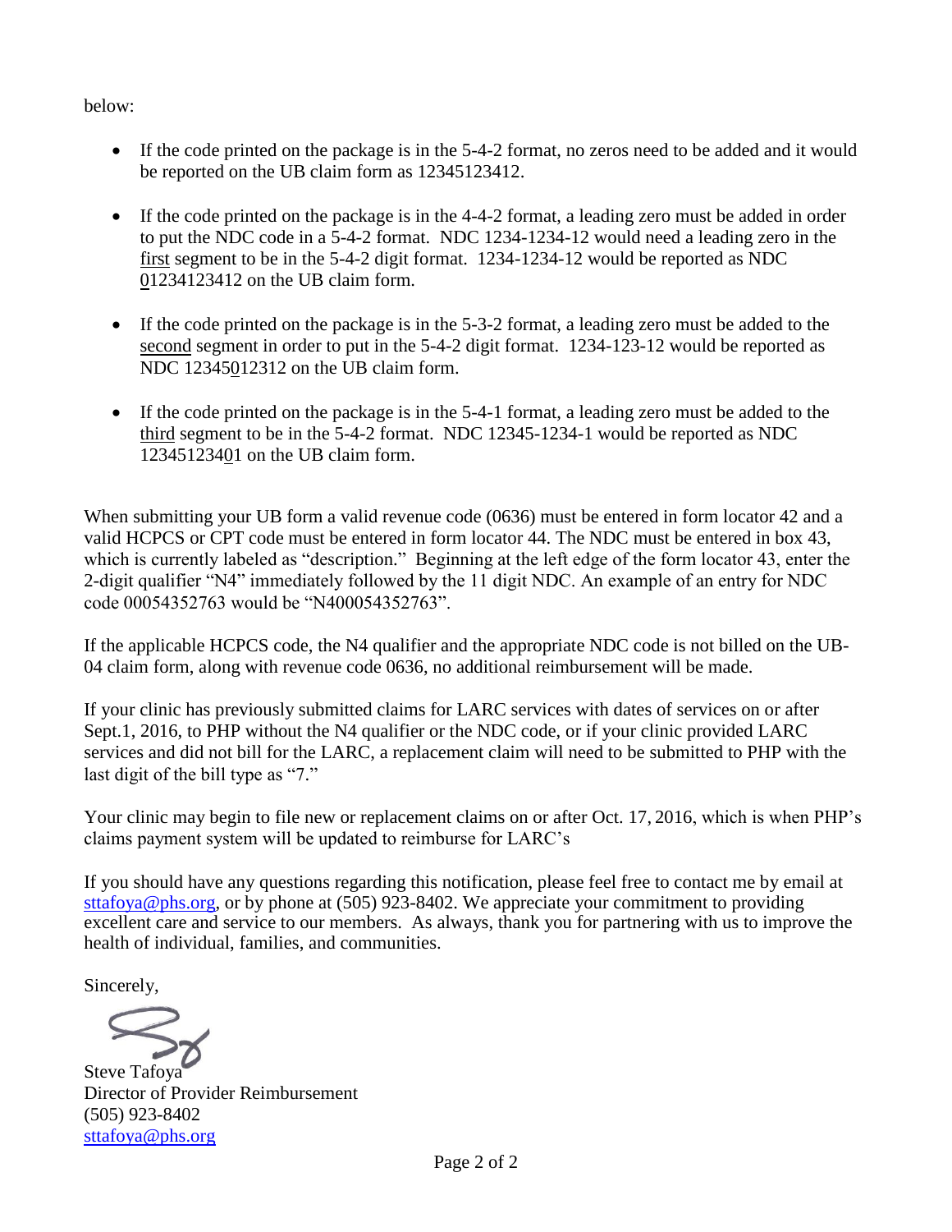below:

- If the code printed on the package is in the 5-4-2 format, no zeros need to be added and it would be reported on the UB claim form as 12345123412.

- If the code printed on the package is in the 4-4-2 format, a leading zero must be added in order to put the NDC code in a 5-4-2 format. NDC 1234-1234-12 would need a leading zero in the first segment to be in the 5-4-2 digit format. 1234-1234-12 would be reported as NDC 01234123412 on the UB claim form.

- If the code printed on the package is in the 5-3-2 format, a leading zero must be added to the second segment in order to put in the 5-4-2 digit format. 1234-123-12 would be reported as NDC 12345012312 on the UB claim form.

- If the code printed on the package is in the 5-4-1 format, a leading zero must be added to the third segment to be in the 5-4-2 format. NDC 12345-1234-1 would be reported as NDC 12345123401 on the UB claim form.

When submitting your UB form a valid revenue code (0636) must be entered in form locator 42 and a valid HCPCS or CPT code must be entered in form locator 44. The NDC must be entered in box 43, which is currently labeled as “description.” Beginning at the left edge of the form locator 43, enter the 2-digit qualifier “N4” immediately followed by the 11 digit NDC. An example of an entry for NDC code 00054352763 would be “N400054352763”.

If the applicable HCPCS code, the N4 qualifier and the appropriate NDC code is not billed on the UB-04 claim form, along with revenue code 0636, no additional reimbursement will be made.

If your clinic has previously submitted claims for LARC services with dates of services on or after Sept.1, 2016, to PHP without the N4 qualifier or the NDC code, or if your clinic provided LARC services and did not bill for the LARC, a replacement claim will need to be submitted to PHP with the last digit of the bill type as “7.”

Your clinic may begin to file new or replacement claims on or after Oct. 17, 2016, which is when PHP’s claims payment system will be updated to reimburse for LARC’s

If you should have any questions regarding this notification, please feel free to contact me by email at sttafoya@phs.org, or by phone at (505) 923-8402. We appreciate your commitment to providing excellent care and service to our members. As always, thank you for partnering with us to improve the health of individual, families, and communities.

Sincerely,

Steve Tafoya
Director of Provider Reimbursement
(505) 923-8402
sttafoya@phs.org